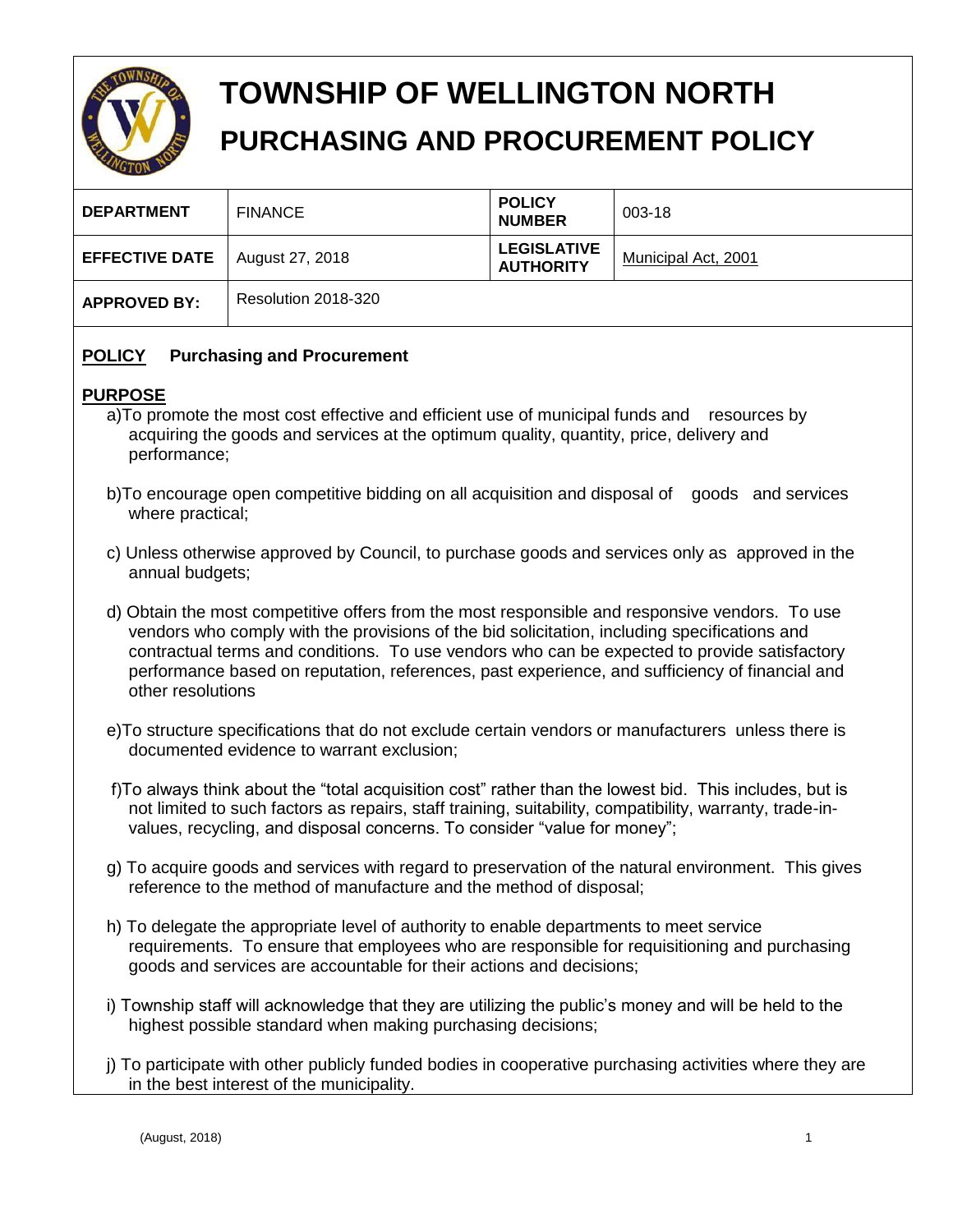# TOWNSHIP OF WELLINGTON NORTH

## PURCHASING AND PROCUREMENT POLICY

| DEPARTMENT | FINANCE | POLICY NUMBER | 003-18 |
|---|---|---|---|
| EFFECTIVE DATE | August 27, 2018 | LEGISLATIVE AUTHORITY | Municipal Act, 2001 |
| APPROVED BY: | Resolution 2018-320 | | |

**POLICY** **Purchasing and Procurement**

**PURPOSE**

a) To promote the most cost effective and efficient use of municipal funds and resources by acquiring the goods and services at the optimum quality, quantity, price, delivery and performance;

b) To encourage open competitive bidding on all acquisition and disposal of goods and services where practical;

c) Unless otherwise approved by Council, to purchase goods and services only as approved in the annual budgets;

d) Obtain the most competitive offers from the most responsible and responsive vendors. To use vendors who comply with the provisions of the bid solicitation, including specifications and contractual terms and conditions. To use vendors who can be expected to provide satisfactory performance based on reputation, references, past experience, and sufficiency of financial and other resolutions

e) To structure specifications that do not exclude certain vendors or manufacturers unless there is documented evidence to warrant exclusion;

f) To always think about the "total acquisition cost" rather than the lowest bid. This includes, but is not limited to such factors as repairs, staff training, suitability, compatibility, warranty, trade-in-values, recycling, and disposal concerns. To consider "value for money";

g) To acquire goods and services with regard to preservation of the natural environment. This gives reference to the method of manufacture and the method of disposal;

h) To delegate the appropriate level of authority to enable departments to meet service requirements. To ensure that employees who are responsible for requisitioning and purchasing goods and services are accountable for their actions and decisions;

i) Township staff will acknowledge that they are utilizing the public's money and will be held to the highest possible standard when making purchasing decisions;

j) To participate with other publicly funded bodies in cooperative purchasing activities where they are in the best interest of the municipality.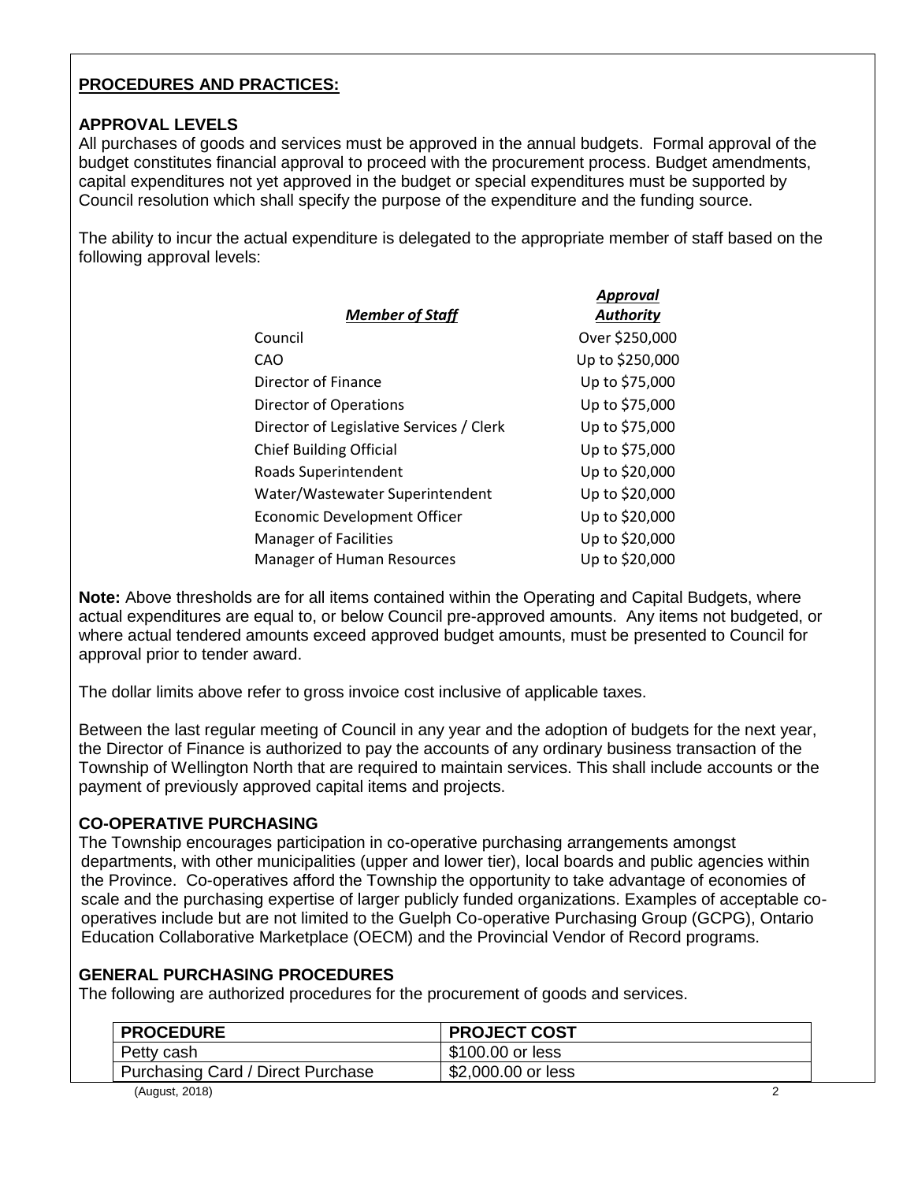## PROCEDURES AND PRACTICES:

### APPROVAL LEVELS

All purchases of goods and services must be approved in the annual budgets. Formal approval of the budget constitutes financial approval to proceed with the procurement process. Budget amendments, capital expenditures not yet approved in the budget or special expenditures must be supported by Council resolution which shall specify the purpose of the expenditure and the funding source.

The ability to incur the actual expenditure is delegated to the appropriate member of staff based on the following approval levels:

| ***Member of Staff*** | ***Approval Authority*** |
|---|---|
| Council | Over $250,000 |
| CAO | Up to $250,000 |
| Director of Finance | Up to $75,000 |
| Director of Operations | Up to $75,000 |
| Director of Legislative Services / Clerk | Up to $75,000 |
| Chief Building Official | Up to $75,000 |
| Roads Superintendent | Up to $20,000 |
| Water/Wastewater Superintendent | Up to $20,000 |
| Economic Development Officer | Up to $20,000 |
| Manager of Facilities | Up to $20,000 |
| Manager of Human Resources | Up to $20,000 |

**Note:** Above thresholds are for all items contained within the Operating and Capital Budgets, where actual expenditures are equal to, or below Council pre-approved amounts. Any items not budgeted, or where actual tendered amounts exceed approved budget amounts, must be presented to Council for approval prior to tender award.

The dollar limits above refer to gross invoice cost inclusive of applicable taxes.

Between the last regular meeting of Council in any year and the adoption of budgets for the next year, the Director of Finance is authorized to pay the accounts of any ordinary business transaction of the Township of Wellington North that are required to maintain services. This shall include accounts or the payment of previously approved capital items and projects.

### CO-OPERATIVE PURCHASING

The Township encourages participation in co-operative purchasing arrangements amongst departments, with other municipalities (upper and lower tier), local boards and public agencies within the Province. Co-operatives afford the Township the opportunity to take advantage of economies of scale and the purchasing expertise of larger publicly funded organizations. Examples of acceptable co-operatives include but are not limited to the Guelph Co-operative Purchasing Group (GCPG), Ontario Education Collaborative Marketplace (OECM) and the Provincial Vendor of Record programs.

### GENERAL PURCHASING PROCEDURES

The following are authorized procedures for the procurement of goods and services.

| PROCEDURE | PROJECT COST |
|---|---|
| Petty cash | $100.00 or less |
| Purchasing Card / Direct Purchase | $2,000.00 or less |

(August, 2018)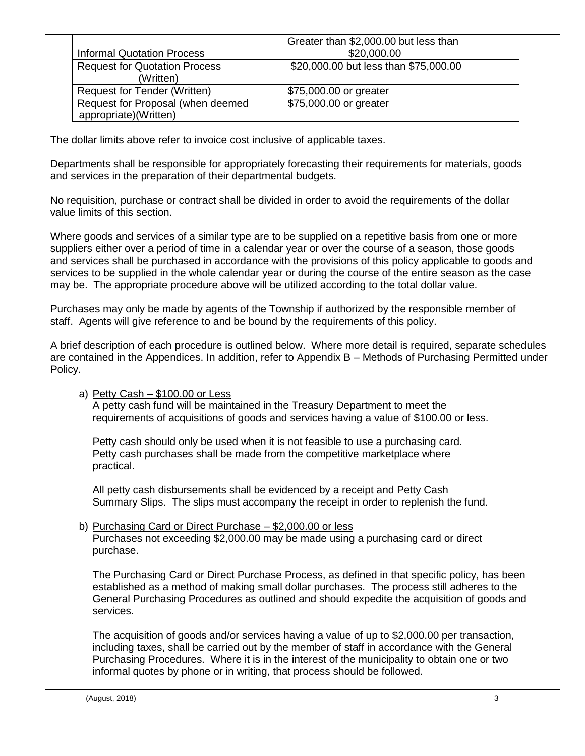| Informal Quotation Process | Greater than $2,000.00 but less than $20,000.00 |
|---|---|
| Request for Quotation Process (Written) | $20,000.00 but less than $75,000.00 |
| Request for Tender (Written) | $75,000.00 or greater |
| Request for Proposal (when deemed appropriate)(Written) | $75,000.00 or greater |

The dollar limits above refer to invoice cost inclusive of applicable taxes.

Departments shall be responsible for appropriately forecasting their requirements for materials, goods and services in the preparation of their departmental budgets.

No requisition, purchase or contract shall be divided in order to avoid the requirements of the dollar value limits of this section.

Where goods and services of a similar type are to be supplied on a repetitive basis from one or more suppliers either over a period of time in a calendar year or over the course of a season, those goods and services shall be purchased in accordance with the provisions of this policy applicable to goods and services to be supplied in the whole calendar year or during the course of the entire season as the case may be. The appropriate procedure above will be utilized according to the total dollar value.

Purchases may only be made by agents of the Township if authorized by the responsible member of staff. Agents will give reference to and be bound by the requirements of this policy.

A brief description of each procedure is outlined below. Where more detail is required, separate schedules are contained in the Appendices. In addition, refer to Appendix B – Methods of Purchasing Permitted under Policy.

a) Petty Cash – $100.00 or Less

   A petty cash fund will be maintained in the Treasury Department to meet the requirements of acquisitions of goods and services having a value of $100.00 or less.

   Petty cash should only be used when it is not feasible to use a purchasing card. Petty cash purchases shall be made from the competitive marketplace where practical.

   All petty cash disbursements shall be evidenced by a receipt and Petty Cash Summary Slips. The slips must accompany the receipt in order to replenish the fund.

b) Purchasing Card or Direct Purchase – $2,000.00 or less

   Purchases not exceeding $2,000.00 may be made using a purchasing card or direct purchase.

   The Purchasing Card or Direct Purchase Process, as defined in that specific policy, has been established as a method of making small dollar purchases. The process still adheres to the General Purchasing Procedures as outlined and should expedite the acquisition of goods and services.

   The acquisition of goods and/or services having a value of up to $2,000.00 per transaction, including taxes, shall be carried out by the member of staff in accordance with the General Purchasing Procedures. Where it is in the interest of the municipality to obtain one or two informal quotes by phone or in writing, that process should be followed.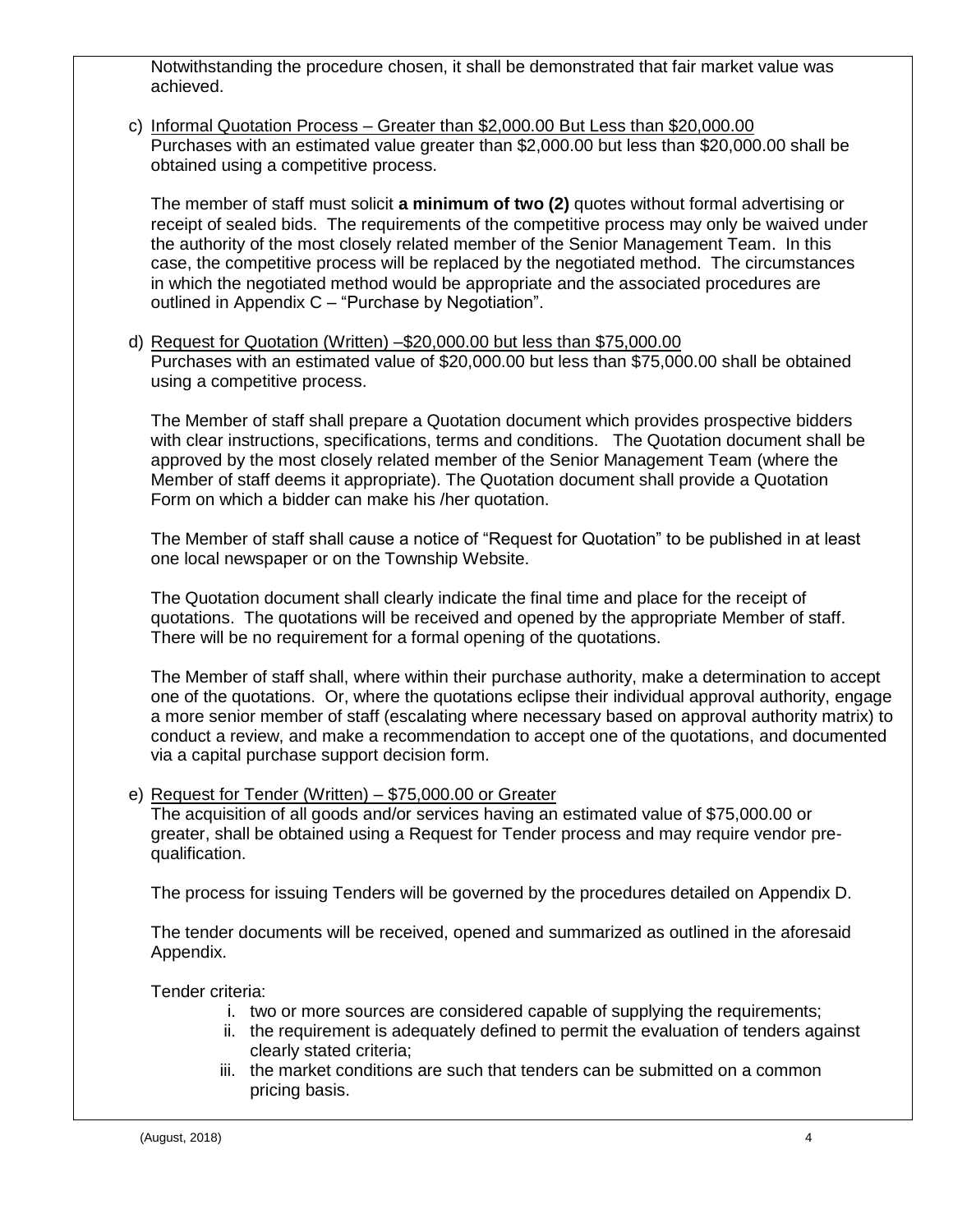Notwithstanding the procedure chosen, it shall be demonstrated that fair market value was achieved.

c) <u>Informal Quotation Process – Greater than $2,000.00 But Less than $20,000.00</u>
Purchases with an estimated value greater than $2,000.00 but less than $20,000.00 shall be obtained using a competitive process.

The member of staff must solicit **a minimum of two (2)** quotes without formal advertising or receipt of sealed bids. The requirements of the competitive process may only be waived under the authority of the most closely related member of the Senior Management Team. In this case, the competitive process will be replaced by the negotiated method. The circumstances in which the negotiated method would be appropriate and the associated procedures are outlined in Appendix C – "Purchase by Negotiation".

d) <u>Request for Quotation (Written) –$20,000.00 but less than $75,000.00</u>
Purchases with an estimated value of $20,000.00 but less than $75,000.00 shall be obtained using a competitive process.

The Member of staff shall prepare a Quotation document which provides prospective bidders with clear instructions, specifications, terms and conditions. The Quotation document shall be approved by the most closely related member of the Senior Management Team (where the Member of staff deems it appropriate). The Quotation document shall provide a Quotation Form on which a bidder can make his /her quotation.

The Member of staff shall cause a notice of "Request for Quotation" to be published in at least one local newspaper or on the Township Website.

The Quotation document shall clearly indicate the final time and place for the receipt of quotations. The quotations will be received and opened by the appropriate Member of staff. There will be no requirement for a formal opening of the quotations.

The Member of staff shall, where within their purchase authority, make a determination to accept one of the quotations. Or, where the quotations eclipse their individual approval authority, engage a more senior member of staff (escalating where necessary based on approval authority matrix) to conduct a review, and make a recommendation to accept one of the quotations, and documented via a capital purchase support decision form.

e) <u>Request for Tender (Written) – $75,000.00 or Greater</u>
The acquisition of all goods and/or services having an estimated value of $75,000.00 or greater, shall be obtained using a Request for Tender process and may require vendor pre-qualification.

The process for issuing Tenders will be governed by the procedures detailed on Appendix D.

The tender documents will be received, opened and summarized as outlined in the aforesaid Appendix.

Tender criteria:

i. two or more sources are considered capable of supplying the requirements;
ii. the requirement is adequately defined to permit the evaluation of tenders against clearly stated criteria;
iii. the market conditions are such that tenders can be submitted on a common pricing basis.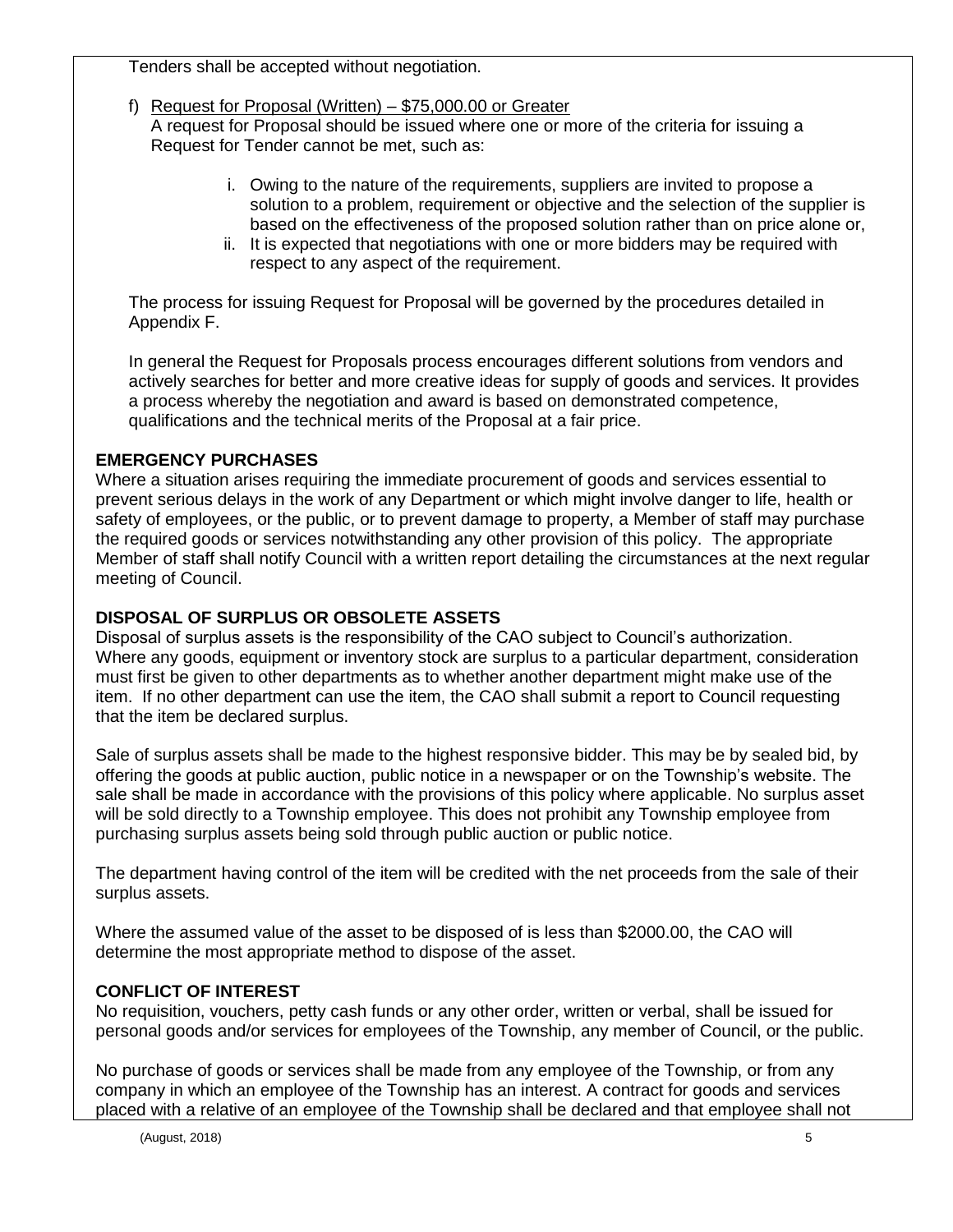Tenders shall be accepted without negotiation.

f) Request for Proposal (Written) – $75,000.00 or Greater
   A request for Proposal should be issued where one or more of the criteria for issuing a Request for Tender cannot be met, such as:

   i. Owing to the nature of the requirements, suppliers are invited to propose a solution to a problem, requirement or objective and the selection of the supplier is based on the effectiveness of the proposed solution rather than on price alone or,
   ii. It is expected that negotiations with one or more bidders may be required with respect to any aspect of the requirement.

The process for issuing Request for Proposal will be governed by the procedures detailed in Appendix F.

In general the Request for Proposals process encourages different solutions from vendors and actively searches for better and more creative ideas for supply of goods and services. It provides a process whereby the negotiation and award is based on demonstrated competence, qualifications and the technical merits of the Proposal at a fair price.

**EMERGENCY PURCHASES**

Where a situation arises requiring the immediate procurement of goods and services essential to prevent serious delays in the work of any Department or which might involve danger to life, health or safety of employees, or the public, or to prevent damage to property, a Member of staff may purchase the required goods or services notwithstanding any other provision of this policy. The appropriate Member of staff shall notify Council with a written report detailing the circumstances at the next regular meeting of Council.

**DISPOSAL OF SURPLUS OR OBSOLETE ASSETS**

Disposal of surplus assets is the responsibility of the CAO subject to Council's authorization. Where any goods, equipment or inventory stock are surplus to a particular department, consideration must first be given to other departments as to whether another department might make use of the item. If no other department can use the item, the CAO shall submit a report to Council requesting that the item be declared surplus.

Sale of surplus assets shall be made to the highest responsive bidder. This may be by sealed bid, by offering the goods at public auction, public notice in a newspaper or on the Township's website. The sale shall be made in accordance with the provisions of this policy where applicable. No surplus asset will be sold directly to a Township employee. This does not prohibit any Township employee from purchasing surplus assets being sold through public auction or public notice.

The department having control of the item will be credited with the net proceeds from the sale of their surplus assets.

Where the assumed value of the asset to be disposed of is less than $2000.00, the CAO will determine the most appropriate method to dispose of the asset.

**CONFLICT OF INTEREST**

No requisition, vouchers, petty cash funds or any other order, written or verbal, shall be issued for personal goods and/or services for employees of the Township, any member of Council, or the public.

No purchase of goods or services shall be made from any employee of the Township, or from any company in which an employee of the Township has an interest. A contract for goods and services placed with a relative of an employee of the Township shall be declared and that employee shall not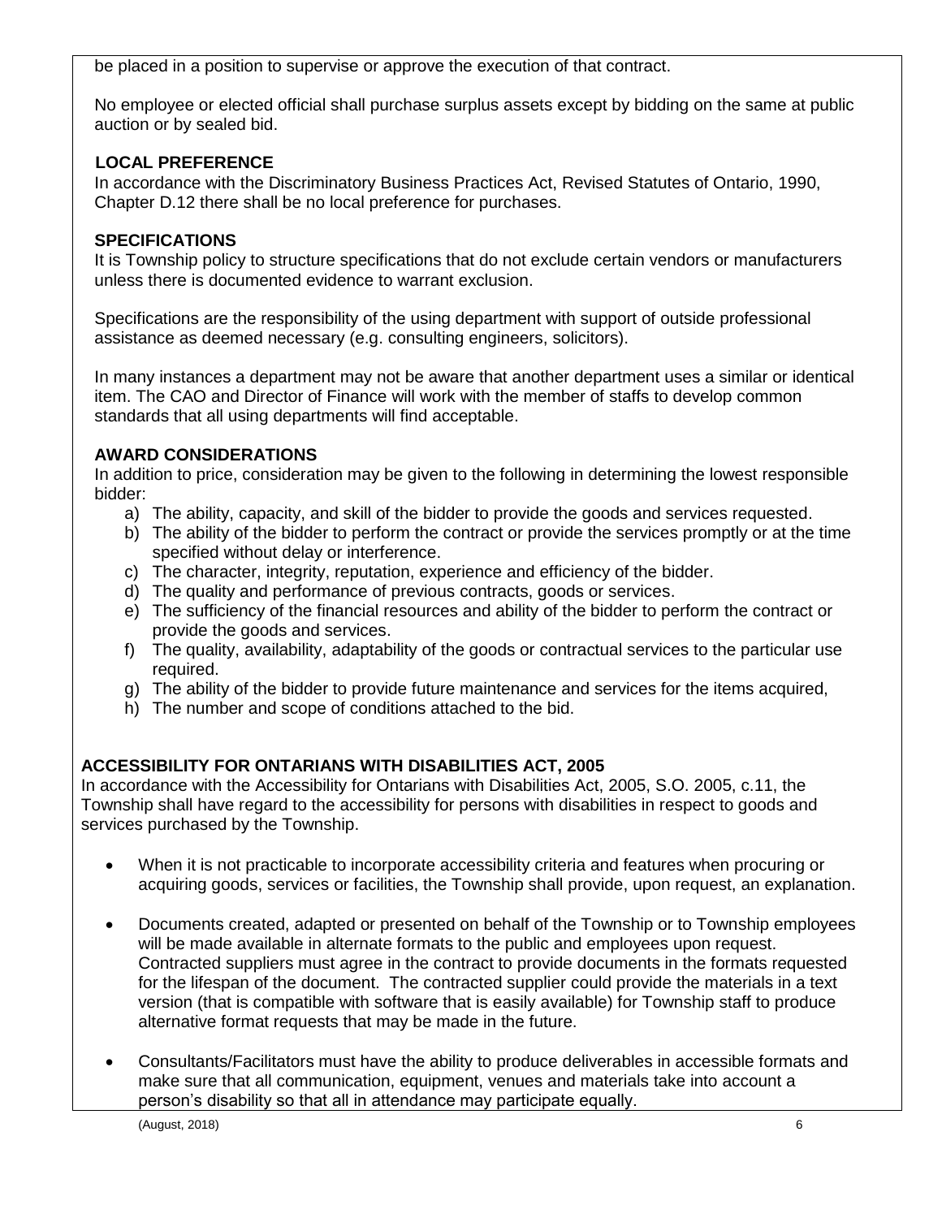be placed in a position to supervise or approve the execution of that contract.

No employee or elected official shall purchase surplus assets except by bidding on the same at public auction or by sealed bid.

### LOCAL PREFERENCE

In accordance with the Discriminatory Business Practices Act, Revised Statutes of Ontario, 1990, Chapter D.12 there shall be no local preference for purchases.

### SPECIFICATIONS

It is Township policy to structure specifications that do not exclude certain vendors or manufacturers unless there is documented evidence to warrant exclusion.

Specifications are the responsibility of the using department with support of outside professional assistance as deemed necessary (e.g. consulting engineers, solicitors).

In many instances a department may not be aware that another department uses a similar or identical item. The CAO and Director of Finance will work with the member of staffs to develop common standards that all using departments will find acceptable.

### AWARD CONSIDERATIONS

In addition to price, consideration may be given to the following in determining the lowest responsible bidder:

a) The ability, capacity, and skill of the bidder to provide the goods and services requested.
b) The ability of the bidder to perform the contract or provide the services promptly or at the time specified without delay or interference.
c) The character, integrity, reputation, experience and efficiency of the bidder.
d) The quality and performance of previous contracts, goods or services.
e) The sufficiency of the financial resources and ability of the bidder to perform the contract or provide the goods and services.
f) The quality, availability, adaptability of the goods or contractual services to the particular use required.
g) The ability of the bidder to provide future maintenance and services for the items acquired,
h) The number and scope of conditions attached to the bid.

### ACCESSIBILITY FOR ONTARIANS WITH DISABILITIES ACT, 2005

In accordance with the Accessibility for Ontarians with Disabilities Act, 2005, S.O. 2005, c.11, the Township shall have regard to the accessibility for persons with disabilities in respect to goods and services purchased by the Township.

- When it is not practicable to incorporate accessibility criteria and features when procuring or acquiring goods, services or facilities, the Township shall provide, upon request, an explanation.

- Documents created, adapted or presented on behalf of the Township or to Township employees will be made available in alternate formats to the public and employees upon request. Contracted suppliers must agree in the contract to provide documents in the formats requested for the lifespan of the document. The contracted supplier could provide the materials in a text version (that is compatible with software that is easily available) for Township staff to produce alternative format requests that may be made in the future.

- Consultants/Facilitators must have the ability to produce deliverables in accessible formats and make sure that all communication, equipment, venues and materials take into account a person's disability so that all in attendance may participate equally.

(August, 2018)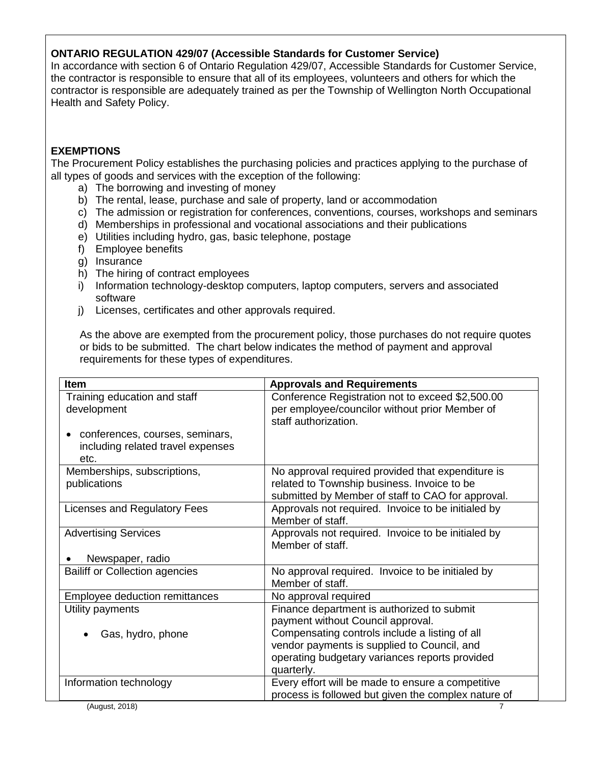**ONTARIO REGULATION 429/07 (Accessible Standards for Customer Service)**

In accordance with section 6 of Ontario Regulation 429/07, Accessible Standards for Customer Service, the contractor is responsible to ensure that all of its employees, volunteers and others for which the contractor is responsible are adequately trained as per the Township of Wellington North Occupational Health and Safety Policy.

**EXEMPTIONS**

The Procurement Policy establishes the purchasing policies and practices applying to the purchase of all types of goods and services with the exception of the following:

a) The borrowing and investing of money
b) The rental, lease, purchase and sale of property, land or accommodation
c) The admission or registration for conferences, conventions, courses, workshops and seminars
d) Memberships in professional and vocational associations and their publications
e) Utilities including hydro, gas, basic telephone, postage
f) Employee benefits
g) Insurance
h) The hiring of contract employees
i) Information technology-desktop computers, laptop computers, servers and associated software
j) Licenses, certificates and other approvals required.

As the above are exempted from the procurement policy, those purchases do not require quotes or bids to be submitted. The chart below indicates the method of payment and approval requirements for these types of expenditures.

| Item | Approvals and Requirements |
|---|---|
| Training education and staff development<br><br>• conferences, courses, seminars, including related travel expenses etc. | Conference Registration not to exceed $2,500.00 per employee/councilor without prior Member of staff authorization. |
| Memberships, subscriptions, publications | No approval required provided that expenditure is related to Township business. Invoice to be submitted by Member of staff to CAO for approval. |
| Licenses and Regulatory Fees | Approvals not required. Invoice to be initialed by Member of staff. |
| Advertising Services<br><br>• Newspaper, radio | Approvals not required. Invoice to be initialed by Member of staff. |
| Bailiff or Collection agencies | No approval required. Invoice to be initialed by Member of staff. |
| Employee deduction remittances | No approval required |
| Utility payments<br><br>• Gas, hydro, phone | Finance department is authorized to submit payment without Council approval. Compensating controls include a listing of all vendor payments is supplied to Council, and operating budgetary variances reports provided quarterly. |
| Information technology | Every effort will be made to ensure a competitive process is followed but given the complex nature of |

(August, 2018)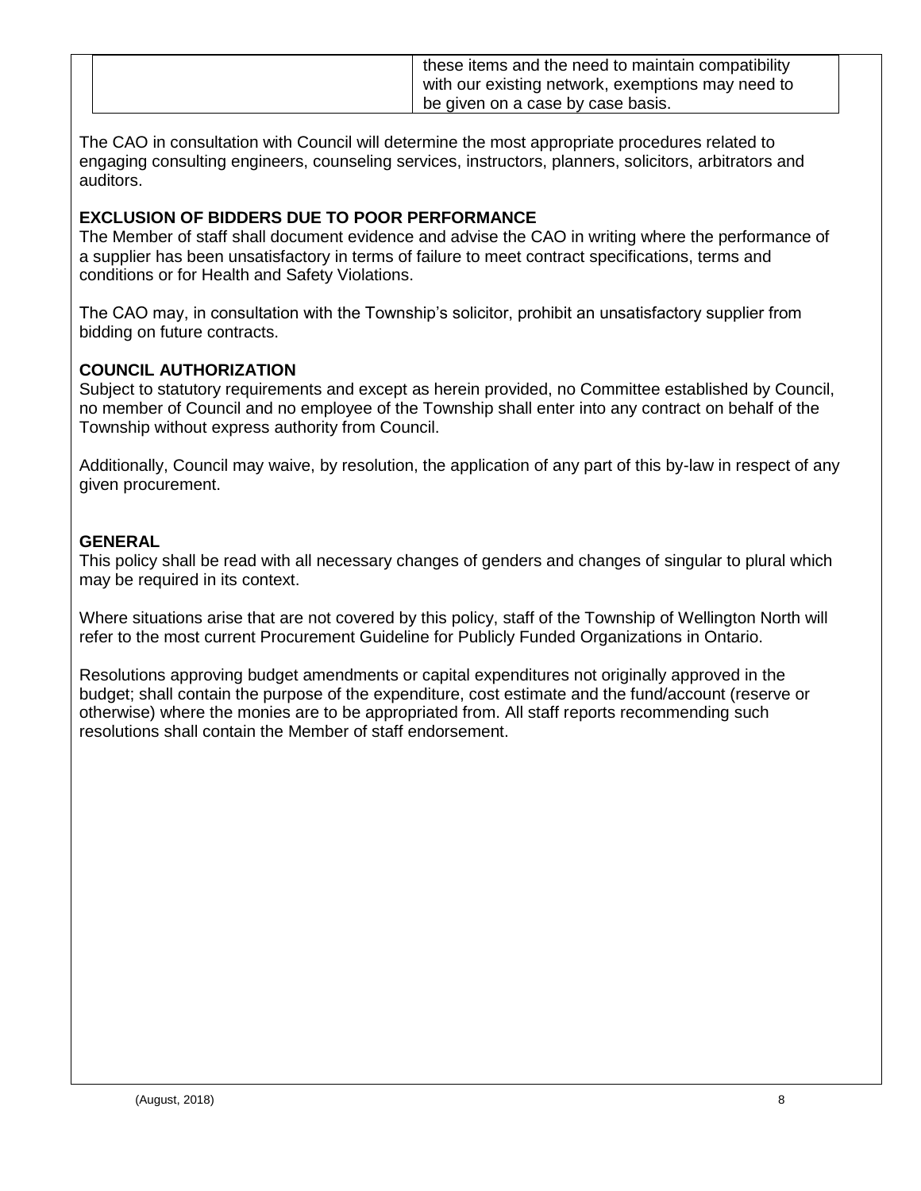| | |
|---|---|
| | these items and the need to maintain compatibility with our existing network, exemptions may need to be given on a case by case basis. |

The CAO in consultation with Council will determine the most appropriate procedures related to engaging consulting engineers, counseling services, instructors, planners, solicitors, arbitrators and auditors.

**EXCLUSION OF BIDDERS DUE TO POOR PERFORMANCE**

The Member of staff shall document evidence and advise the CAO in writing where the performance of a supplier has been unsatisfactory in terms of failure to meet contract specifications, terms and conditions or for Health and Safety Violations.

The CAO may, in consultation with the Township's solicitor, prohibit an unsatisfactory supplier from bidding on future contracts.

**COUNCIL AUTHORIZATION**

Subject to statutory requirements and except as herein provided, no Committee established by Council, no member of Council and no employee of the Township shall enter into any contract on behalf of the Township without express authority from Council.

Additionally, Council may waive, by resolution, the application of any part of this by-law in respect of any given procurement.

**GENERAL**

This policy shall be read with all necessary changes of genders and changes of singular to plural which may be required in its context.

Where situations arise that are not covered by this policy, staff of the Township of Wellington North will refer to the most current Procurement Guideline for Publicly Funded Organizations in Ontario.

Resolutions approving budget amendments or capital expenditures not originally approved in the budget; shall contain the purpose of the expenditure, cost estimate and the fund/account (reserve or otherwise) where the monies are to be appropriated from. All staff reports recommending such resolutions shall contain the Member of staff endorsement.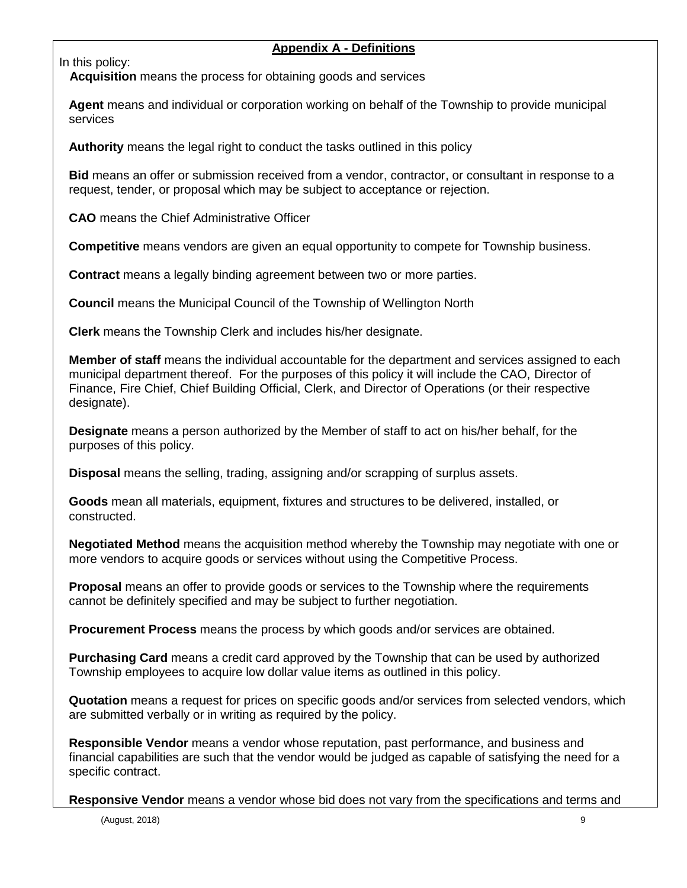## Appendix A - Definitions

In this policy:

**Acquisition** means the process for obtaining goods and services

**Agent** means and individual or corporation working on behalf of the Township to provide municipal services

**Authority** means the legal right to conduct the tasks outlined in this policy

**Bid** means an offer or submission received from a vendor, contractor, or consultant in response to a request, tender, or proposal which may be subject to acceptance or rejection.

**CAO** means the Chief Administrative Officer

**Competitive** means vendors are given an equal opportunity to compete for Township business.

**Contract** means a legally binding agreement between two or more parties.

**Council** means the Municipal Council of the Township of Wellington North

**Clerk** means the Township Clerk and includes his/her designate.

**Member of staff** means the individual accountable for the department and services assigned to each municipal department thereof. For the purposes of this policy it will include the CAO, Director of Finance, Fire Chief, Chief Building Official, Clerk, and Director of Operations (or their respective designate).

**Designate** means a person authorized by the Member of staff to act on his/her behalf, for the purposes of this policy.

**Disposal** means the selling, trading, assigning and/or scrapping of surplus assets.

**Goods** mean all materials, equipment, fixtures and structures to be delivered, installed, or constructed.

**Negotiated Method** means the acquisition method whereby the Township may negotiate with one or more vendors to acquire goods or services without using the Competitive Process.

**Proposal** means an offer to provide goods or services to the Township where the requirements cannot be definitely specified and may be subject to further negotiation.

**Procurement Process** means the process by which goods and/or services are obtained.

**Purchasing Card** means a credit card approved by the Township that can be used by authorized Township employees to acquire low dollar value items as outlined in this policy.

**Quotation** means a request for prices on specific goods and/or services from selected vendors, which are submitted verbally or in writing as required by the policy.

**Responsible Vendor** means a vendor whose reputation, past performance, and business and financial capabilities are such that the vendor would be judged as capable of satisfying the need for a specific contract.

**Responsive Vendor** means a vendor whose bid does not vary from the specifications and terms and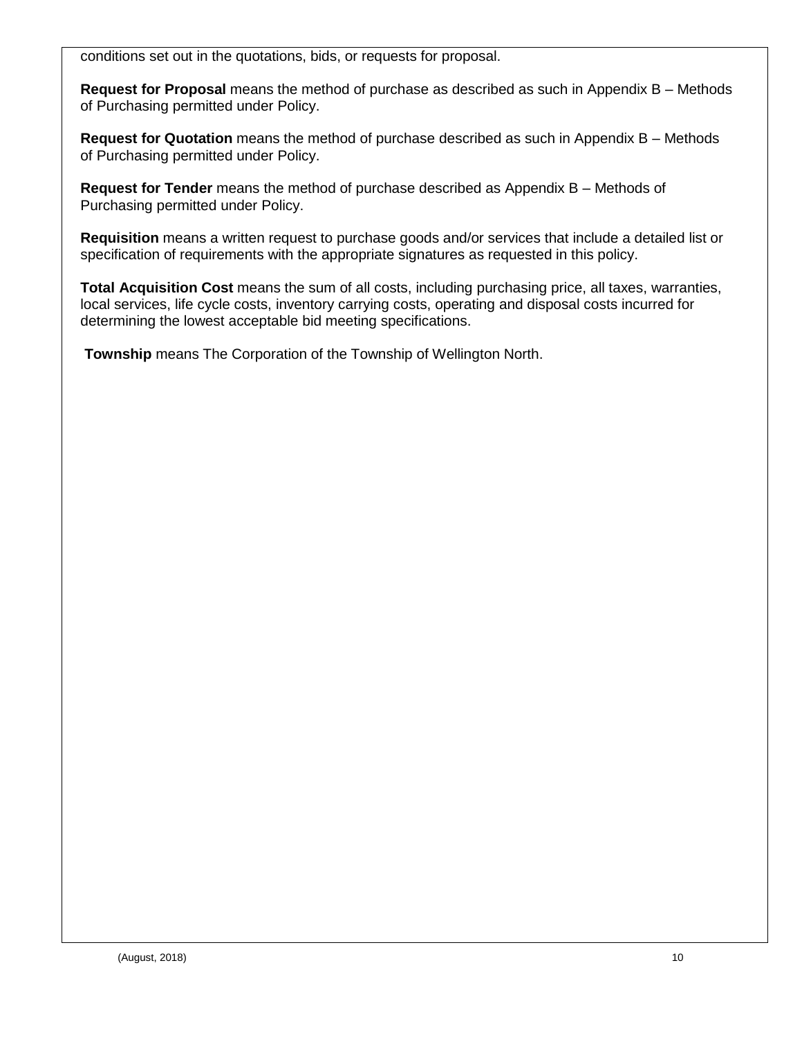conditions set out in the quotations, bids, or requests for proposal.

**Request for Proposal** means the method of purchase as described as such in Appendix B – Methods of Purchasing permitted under Policy.

**Request for Quotation** means the method of purchase described as such in Appendix B – Methods of Purchasing permitted under Policy.

**Request for Tender** means the method of purchase described as Appendix B – Methods of Purchasing permitted under Policy.

**Requisition** means a written request to purchase goods and/or services that include a detailed list or specification of requirements with the appropriate signatures as requested in this policy.

**Total Acquisition Cost** means the sum of all costs, including purchasing price, all taxes, warranties, local services, life cycle costs, inventory carrying costs, operating and disposal costs incurred for determining the lowest acceptable bid meeting specifications.

**Township** means The Corporation of the Township of Wellington North.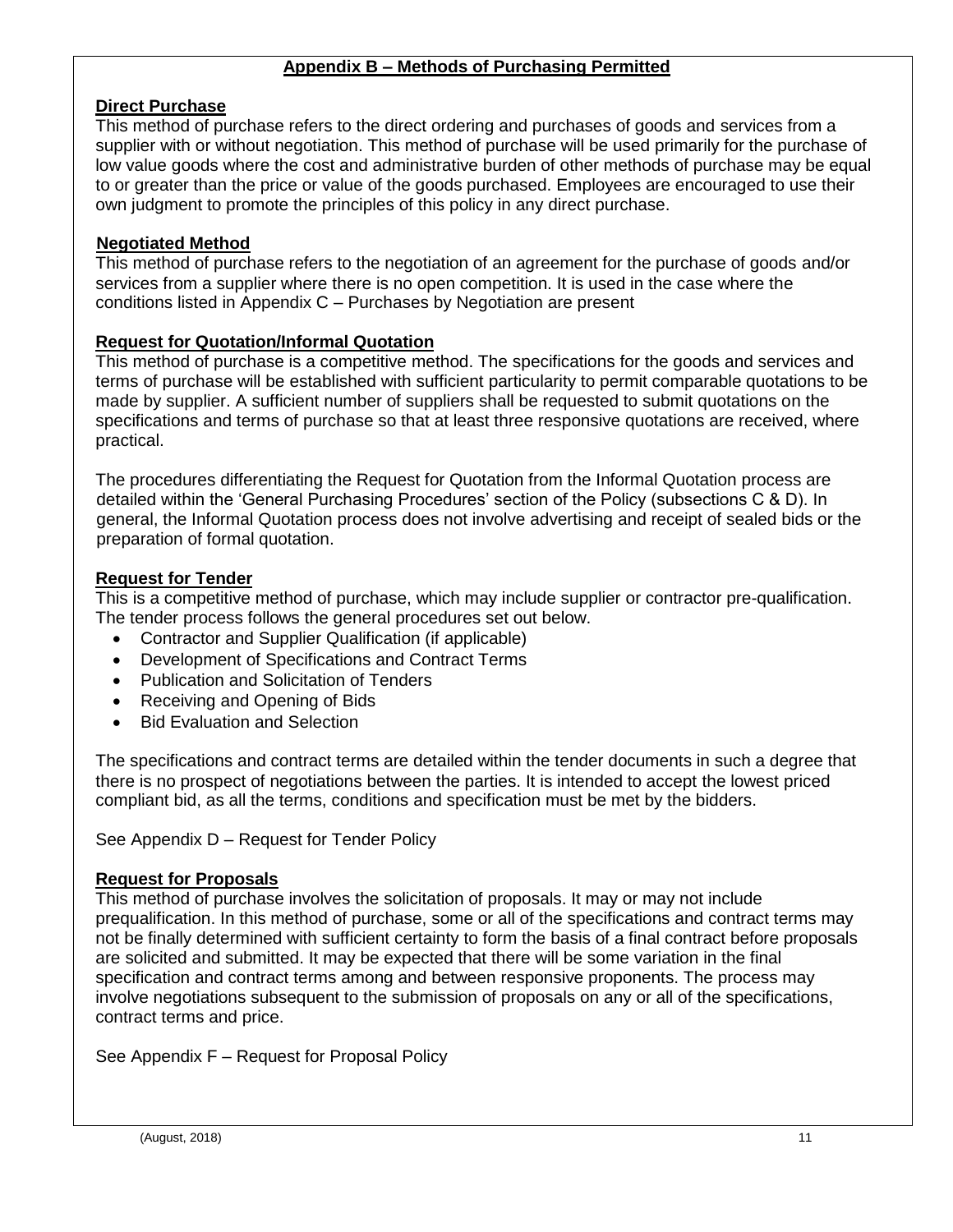## Appendix B – Methods of Purchasing Permitted

### Direct Purchase

This method of purchase refers to the direct ordering and purchases of goods and services from a supplier with or without negotiation. This method of purchase will be used primarily for the purchase of low value goods where the cost and administrative burden of other methods of purchase may be equal to or greater than the price or value of the goods purchased. Employees are encouraged to use their own judgment to promote the principles of this policy in any direct purchase.

### Negotiated Method

This method of purchase refers to the negotiation of an agreement for the purchase of goods and/or services from a supplier where there is no open competition. It is used in the case where the conditions listed in Appendix C – Purchases by Negotiation are present

### Request for Quotation/Informal Quotation

This method of purchase is a competitive method. The specifications for the goods and services and terms of purchase will be established with sufficient particularity to permit comparable quotations to be made by supplier. A sufficient number of suppliers shall be requested to submit quotations on the specifications and terms of purchase so that at least three responsive quotations are received, where practical.

The procedures differentiating the Request for Quotation from the Informal Quotation process are detailed within the 'General Purchasing Procedures' section of the Policy (subsections C & D). In general, the Informal Quotation process does not involve advertising and receipt of sealed bids or the preparation of formal quotation.

### Request for Tender

This is a competitive method of purchase, which may include supplier or contractor pre-qualification. The tender process follows the general procedures set out below.

- Contractor and Supplier Qualification (if applicable)
- Development of Specifications and Contract Terms
- Publication and Solicitation of Tenders
- Receiving and Opening of Bids
- Bid Evaluation and Selection

The specifications and contract terms are detailed within the tender documents in such a degree that there is no prospect of negotiations between the parties. It is intended to accept the lowest priced compliant bid, as all the terms, conditions and specification must be met by the bidders.

See Appendix D – Request for Tender Policy

### Request for Proposals

This method of purchase involves the solicitation of proposals. It may or may not include prequalification. In this method of purchase, some or all of the specifications and contract terms may not be finally determined with sufficient certainty to form the basis of a final contract before proposals are solicited and submitted. It may be expected that there will be some variation in the final specification and contract terms among and between responsive proponents. The process may involve negotiations subsequent to the submission of proposals on any or all of the specifications, contract terms and price.

See Appendix F – Request for Proposal Policy

(August, 2018)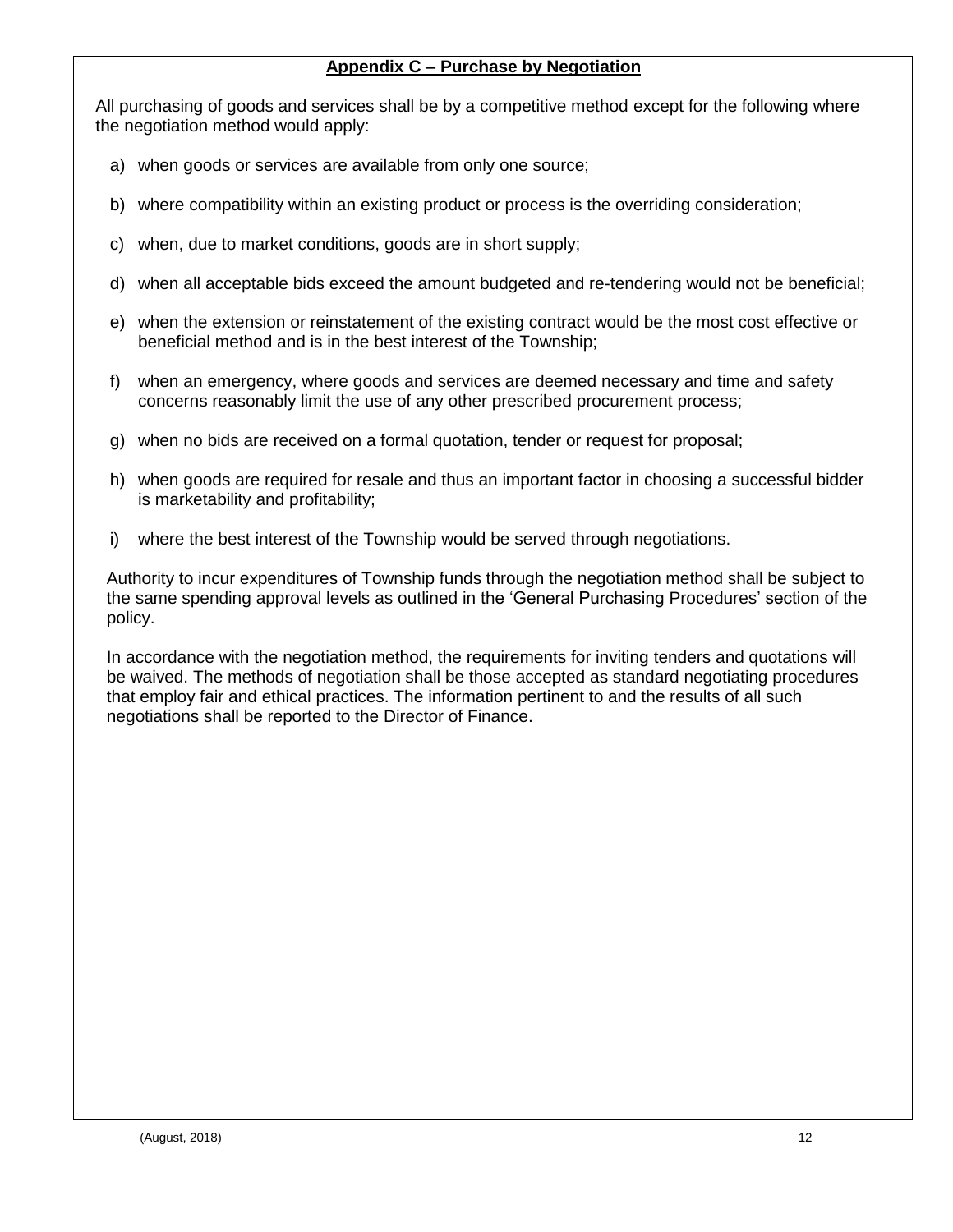## Appendix C – Purchase by Negotiation

All purchasing of goods and services shall be by a competitive method except for the following where the negotiation method would apply:

a) when goods or services are available from only one source;

b) where compatibility within an existing product or process is the overriding consideration;

c) when, due to market conditions, goods are in short supply;

d) when all acceptable bids exceed the amount budgeted and re-tendering would not be beneficial;

e) when the extension or reinstatement of the existing contract would be the most cost effective or beneficial method and is in the best interest of the Township;

f) when an emergency, where goods and services are deemed necessary and time and safety concerns reasonably limit the use of any other prescribed procurement process;

g) when no bids are received on a formal quotation, tender or request for proposal;

h) when goods are required for resale and thus an important factor in choosing a successful bidder is marketability and profitability;

i) where the best interest of the Township would be served through negotiations.

Authority to incur expenditures of Township funds through the negotiation method shall be subject to the same spending approval levels as outlined in the 'General Purchasing Procedures' section of the policy.

In accordance with the negotiation method, the requirements for inviting tenders and quotations will be waived. The methods of negotiation shall be those accepted as standard negotiating procedures that employ fair and ethical practices. The information pertinent to and the results of all such negotiations shall be reported to the Director of Finance.

(August, 2018)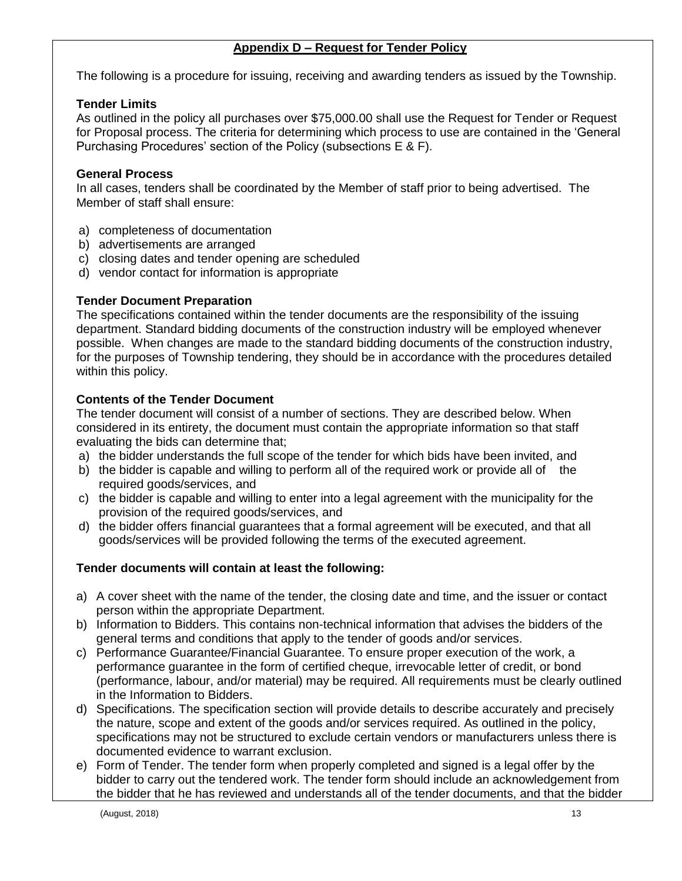## Appendix D – Request for Tender Policy

The following is a procedure for issuing, receiving and awarding tenders as issued by the Township.

### Tender Limits

As outlined in the policy all purchases over $75,000.00 shall use the Request for Tender or Request for Proposal process. The criteria for determining which process to use are contained in the 'General Purchasing Procedures' section of the Policy (subsections E & F).

### General Process

In all cases, tenders shall be coordinated by the Member of staff prior to being advertised. The Member of staff shall ensure:

a) completeness of documentation
b) advertisements are arranged
c) closing dates and tender opening are scheduled
d) vendor contact for information is appropriate

### Tender Document Preparation

The specifications contained within the tender documents are the responsibility of the issuing department. Standard bidding documents of the construction industry will be employed whenever possible. When changes are made to the standard bidding documents of the construction industry, for the purposes of Township tendering, they should be in accordance with the procedures detailed within this policy.

### Contents of the Tender Document

The tender document will consist of a number of sections. They are described below. When considered in its entirety, the document must contain the appropriate information so that staff evaluating the bids can determine that;

a) the bidder understands the full scope of the tender for which bids have been invited, and
b) the bidder is capable and willing to perform all of the required work or provide all of the required goods/services, and
c) the bidder is capable and willing to enter into a legal agreement with the municipality for the provision of the required goods/services, and
d) the bidder offers financial guarantees that a formal agreement will be executed, and that all goods/services will be provided following the terms of the executed agreement.

### Tender documents will contain at least the following:

a) A cover sheet with the name of the tender, the closing date and time, and the issuer or contact person within the appropriate Department.
b) Information to Bidders. This contains non-technical information that advises the bidders of the general terms and conditions that apply to the tender of goods and/or services.
c) Performance Guarantee/Financial Guarantee. To ensure proper execution of the work, a performance guarantee in the form of certified cheque, irrevocable letter of credit, or bond (performance, labour, and/or material) may be required. All requirements must be clearly outlined in the Information to Bidders.
d) Specifications. The specification section will provide details to describe accurately and precisely the nature, scope and extent of the goods and/or services required. As outlined in the policy, specifications may not be structured to exclude certain vendors or manufacturers unless there is documented evidence to warrant exclusion.
e) Form of Tender. The tender form when properly completed and signed is a legal offer by the bidder to carry out the tendered work. The tender form should include an acknowledgement from the bidder that he has reviewed and understands all of the tender documents, and that the bidder

(August, 2018)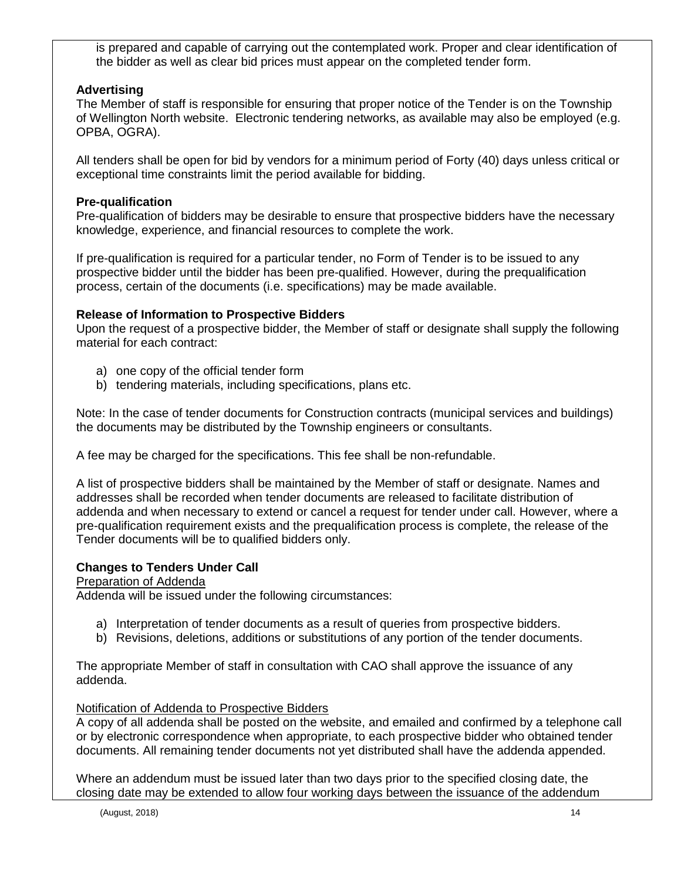is prepared and capable of carrying out the contemplated work. Proper and clear identification of the bidder as well as clear bid prices must appear on the completed tender form.

**Advertising**

The Member of staff is responsible for ensuring that proper notice of the Tender is on the Township of Wellington North website. Electronic tendering networks, as available may also be employed (e.g. OPBA, OGRA).

All tenders shall be open for bid by vendors for a minimum period of Forty (40) days unless critical or exceptional time constraints limit the period available for bidding.

**Pre-qualification**

Pre-qualification of bidders may be desirable to ensure that prospective bidders have the necessary knowledge, experience, and financial resources to complete the work.

If pre-qualification is required for a particular tender, no Form of Tender is to be issued to any prospective bidder until the bidder has been pre-qualified. However, during the prequalification process, certain of the documents (i.e. specifications) may be made available.

**Release of Information to Prospective Bidders**

Upon the request of a prospective bidder, the Member of staff or designate shall supply the following material for each contract:

a) one copy of the official tender form
b) tendering materials, including specifications, plans etc.

Note: In the case of tender documents for Construction contracts (municipal services and buildings) the documents may be distributed by the Township engineers or consultants.

A fee may be charged for the specifications. This fee shall be non-refundable.

A list of prospective bidders shall be maintained by the Member of staff or designate. Names and addresses shall be recorded when tender documents are released to facilitate distribution of addenda and when necessary to extend or cancel a request for tender under call. However, where a pre-qualification requirement exists and the prequalification process is complete, the release of the Tender documents will be to qualified bidders only.

**Changes to Tenders Under Call**

Preparation of Addenda

Addenda will be issued under the following circumstances:

a) Interpretation of tender documents as a result of queries from prospective bidders.
b) Revisions, deletions, additions or substitutions of any portion of the tender documents.

The appropriate Member of staff in consultation with CAO shall approve the issuance of any addenda.

Notification of Addenda to Prospective Bidders

A copy of all addenda shall be posted on the website, and emailed and confirmed by a telephone call or by electronic correspondence when appropriate, to each prospective bidder who obtained tender documents. All remaining tender documents not yet distributed shall have the addenda appended.

Where an addendum must be issued later than two days prior to the specified closing date, the closing date may be extended to allow four working days between the issuance of the addendum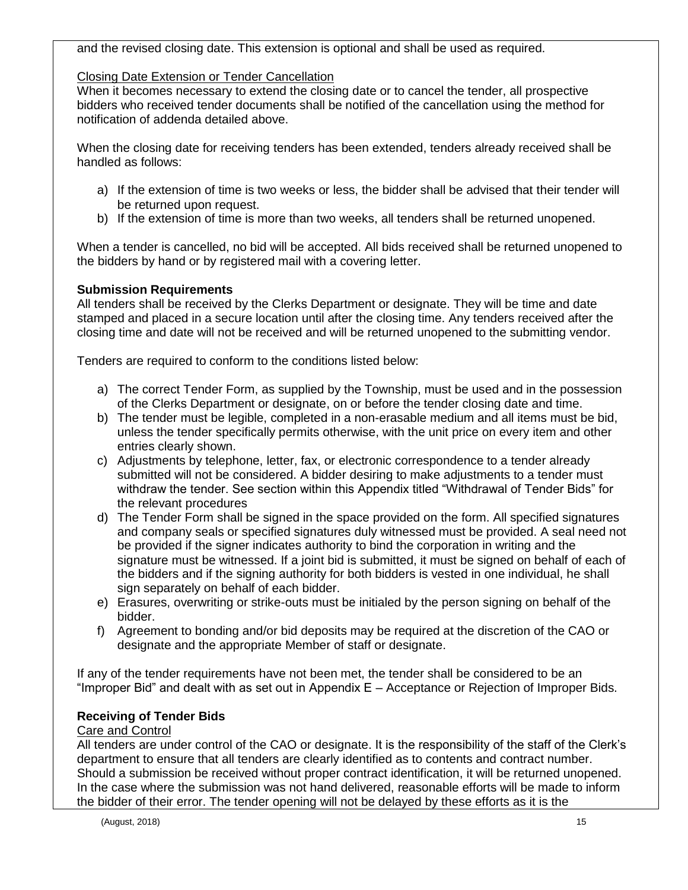and the revised closing date. This extension is optional and shall be used as required.

Closing Date Extension or Tender Cancellation

When it becomes necessary to extend the closing date or to cancel the tender, all prospective bidders who received tender documents shall be notified of the cancellation using the method for notification of addenda detailed above.

When the closing date for receiving tenders has been extended, tenders already received shall be handled as follows:

a) If the extension of time is two weeks or less, the bidder shall be advised that their tender will be returned upon request.
b) If the extension of time is more than two weeks, all tenders shall be returned unopened.

When a tender is cancelled, no bid will be accepted. All bids received shall be returned unopened to the bidders by hand or by registered mail with a covering letter.

**Submission Requirements**

All tenders shall be received by the Clerks Department or designate. They will be time and date stamped and placed in a secure location until after the closing time. Any tenders received after the closing time and date will not be received and will be returned unopened to the submitting vendor.

Tenders are required to conform to the conditions listed below:

a) The correct Tender Form, as supplied by the Township, must be used and in the possession of the Clerks Department or designate, on or before the tender closing date and time.
b) The tender must be legible, completed in a non-erasable medium and all items must be bid, unless the tender specifically permits otherwise, with the unit price on every item and other entries clearly shown.
c) Adjustments by telephone, letter, fax, or electronic correspondence to a tender already submitted will not be considered. A bidder desiring to make adjustments to a tender must withdraw the tender. See section within this Appendix titled "Withdrawal of Tender Bids" for the relevant procedures
d) The Tender Form shall be signed in the space provided on the form. All specified signatures and company seals or specified signatures duly witnessed must be provided. A seal need not be provided if the signer indicates authority to bind the corporation in writing and the signature must be witnessed. If a joint bid is submitted, it must be signed on behalf of each of the bidders and if the signing authority for both bidders is vested in one individual, he shall sign separately on behalf of each bidder.
e) Erasures, overwriting or strike-outs must be initialed by the person signing on behalf of the bidder.
f) Agreement to bonding and/or bid deposits may be required at the discretion of the CAO or designate and the appropriate Member of staff or designate.

If any of the tender requirements have not been met, the tender shall be considered to be an "Improper Bid" and dealt with as set out in Appendix E – Acceptance or Rejection of Improper Bids.

**Receiving of Tender Bids**

Care and Control

All tenders are under control of the CAO or designate. It is the responsibility of the staff of the Clerk's department to ensure that all tenders are clearly identified as to contents and contract number. Should a submission be received without proper contract identification, it will be returned unopened. In the case where the submission was not hand delivered, reasonable efforts will be made to inform the bidder of their error. The tender opening will not be delayed by these efforts as it is the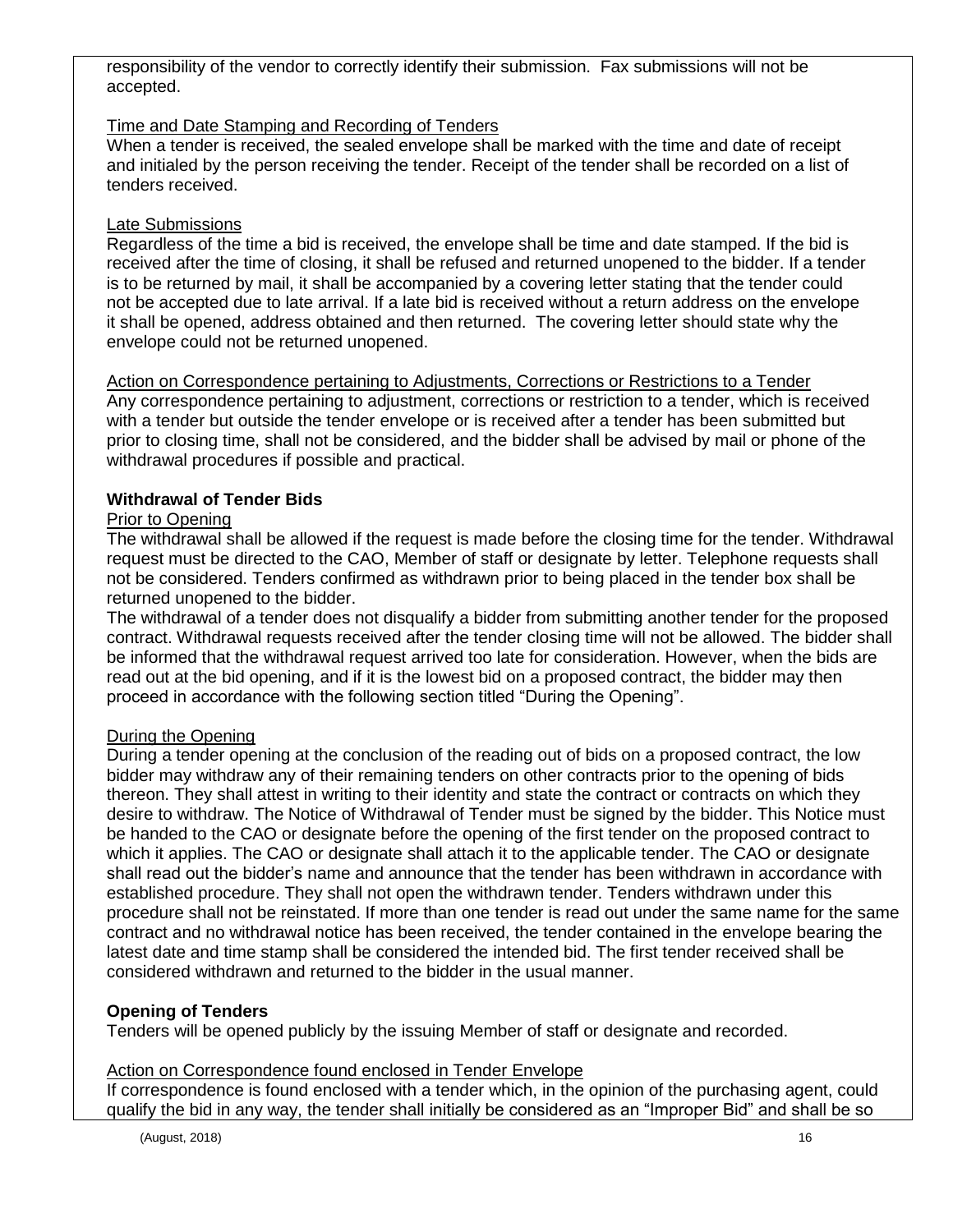responsibility of the vendor to correctly identify their submission. Fax submissions will not be accepted.

Time and Date Stamping and Recording of Tenders

When a tender is received, the sealed envelope shall be marked with the time and date of receipt and initialed by the person receiving the tender. Receipt of the tender shall be recorded on a list of tenders received.

Late Submissions

Regardless of the time a bid is received, the envelope shall be time and date stamped. If the bid is received after the time of closing, it shall be refused and returned unopened to the bidder. If a tender is to be returned by mail, it shall be accompanied by a covering letter stating that the tender could not be accepted due to late arrival. If a late bid is received without a return address on the envelope it shall be opened, address obtained and then returned. The covering letter should state why the envelope could not be returned unopened.

Action on Correspondence pertaining to Adjustments, Corrections or Restrictions to a Tender

Any correspondence pertaining to adjustment, corrections or restriction to a tender, which is received with a tender but outside the tender envelope or is received after a tender has been submitted but prior to closing time, shall not be considered, and the bidder shall be advised by mail or phone of the withdrawal procedures if possible and practical.

**Withdrawal of Tender Bids**

Prior to Opening

The withdrawal shall be allowed if the request is made before the closing time for the tender. Withdrawal request must be directed to the CAO, Member of staff or designate by letter. Telephone requests shall not be considered. Tenders confirmed as withdrawn prior to being placed in the tender box shall be returned unopened to the bidder.

The withdrawal of a tender does not disqualify a bidder from submitting another tender for the proposed contract. Withdrawal requests received after the tender closing time will not be allowed. The bidder shall be informed that the withdrawal request arrived too late for consideration. However, when the bids are read out at the bid opening, and if it is the lowest bid on a proposed contract, the bidder may then proceed in accordance with the following section titled "During the Opening".

During the Opening

During a tender opening at the conclusion of the reading out of bids on a proposed contract, the low bidder may withdraw any of their remaining tenders on other contracts prior to the opening of bids thereon. They shall attest in writing to their identity and state the contract or contracts on which they desire to withdraw. The Notice of Withdrawal of Tender must be signed by the bidder. This Notice must be handed to the CAO or designate before the opening of the first tender on the proposed contract to which it applies. The CAO or designate shall attach it to the applicable tender. The CAO or designate shall read out the bidder's name and announce that the tender has been withdrawn in accordance with established procedure. They shall not open the withdrawn tender. Tenders withdrawn under this procedure shall not be reinstated. If more than one tender is read out under the same name for the same contract and no withdrawal notice has been received, the tender contained in the envelope bearing the latest date and time stamp shall be considered the intended bid. The first tender received shall be considered withdrawn and returned to the bidder in the usual manner.

**Opening of Tenders**

Tenders will be opened publicly by the issuing Member of staff or designate and recorded.

Action on Correspondence found enclosed in Tender Envelope

If correspondence is found enclosed with a tender which, in the opinion of the purchasing agent, could qualify the bid in any way, the tender shall initially be considered as an "Improper Bid" and shall be so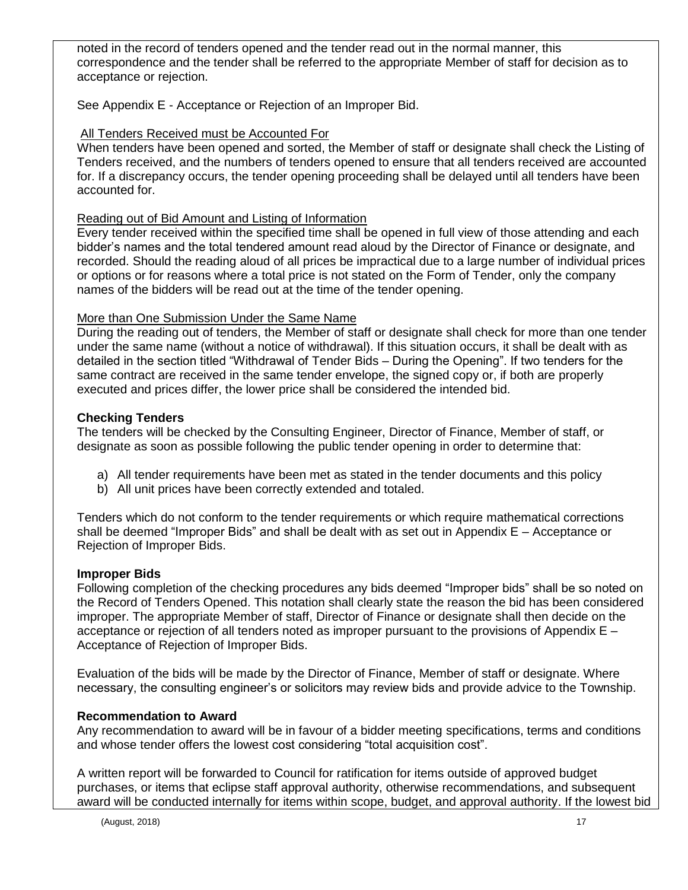noted in the record of tenders opened and the tender read out in the normal manner, this correspondence and the tender shall be referred to the appropriate Member of staff for decision as to acceptance or rejection.

See Appendix E - Acceptance or Rejection of an Improper Bid.

All Tenders Received must be Accounted For

When tenders have been opened and sorted, the Member of staff or designate shall check the Listing of Tenders received, and the numbers of tenders opened to ensure that all tenders received are accounted for. If a discrepancy occurs, the tender opening proceeding shall be delayed until all tenders have been accounted for.

Reading out of Bid Amount and Listing of Information

Every tender received within the specified time shall be opened in full view of those attending and each bidder's names and the total tendered amount read aloud by the Director of Finance or designate, and recorded. Should the reading aloud of all prices be impractical due to a large number of individual prices or options or for reasons where a total price is not stated on the Form of Tender, only the company names of the bidders will be read out at the time of the tender opening.

More than One Submission Under the Same Name

During the reading out of tenders, the Member of staff or designate shall check for more than one tender under the same name (without a notice of withdrawal). If this situation occurs, it shall be dealt with as detailed in the section titled "Withdrawal of Tender Bids – During the Opening". If two tenders for the same contract are received in the same tender envelope, the signed copy or, if both are properly executed and prices differ, the lower price shall be considered the intended bid.

**Checking Tenders**

The tenders will be checked by the Consulting Engineer, Director of Finance, Member of staff, or designate as soon as possible following the public tender opening in order to determine that:

a) All tender requirements have been met as stated in the tender documents and this policy
b) All unit prices have been correctly extended and totaled.

Tenders which do not conform to the tender requirements or which require mathematical corrections shall be deemed "Improper Bids" and shall be dealt with as set out in Appendix E – Acceptance or Rejection of Improper Bids.

**Improper Bids**

Following completion of the checking procedures any bids deemed "Improper bids" shall be so noted on the Record of Tenders Opened. This notation shall clearly state the reason the bid has been considered improper. The appropriate Member of staff, Director of Finance or designate shall then decide on the acceptance or rejection of all tenders noted as improper pursuant to the provisions of Appendix E – Acceptance of Rejection of Improper Bids.

Evaluation of the bids will be made by the Director of Finance, Member of staff or designate. Where necessary, the consulting engineer's or solicitors may review bids and provide advice to the Township.

**Recommendation to Award**

Any recommendation to award will be in favour of a bidder meeting specifications, terms and conditions and whose tender offers the lowest cost considering "total acquisition cost".

A written report will be forwarded to Council for ratification for items outside of approved budget purchases, or items that eclipse staff approval authority, otherwise recommendations, and subsequent award will be conducted internally for items within scope, budget, and approval authority. If the lowest bid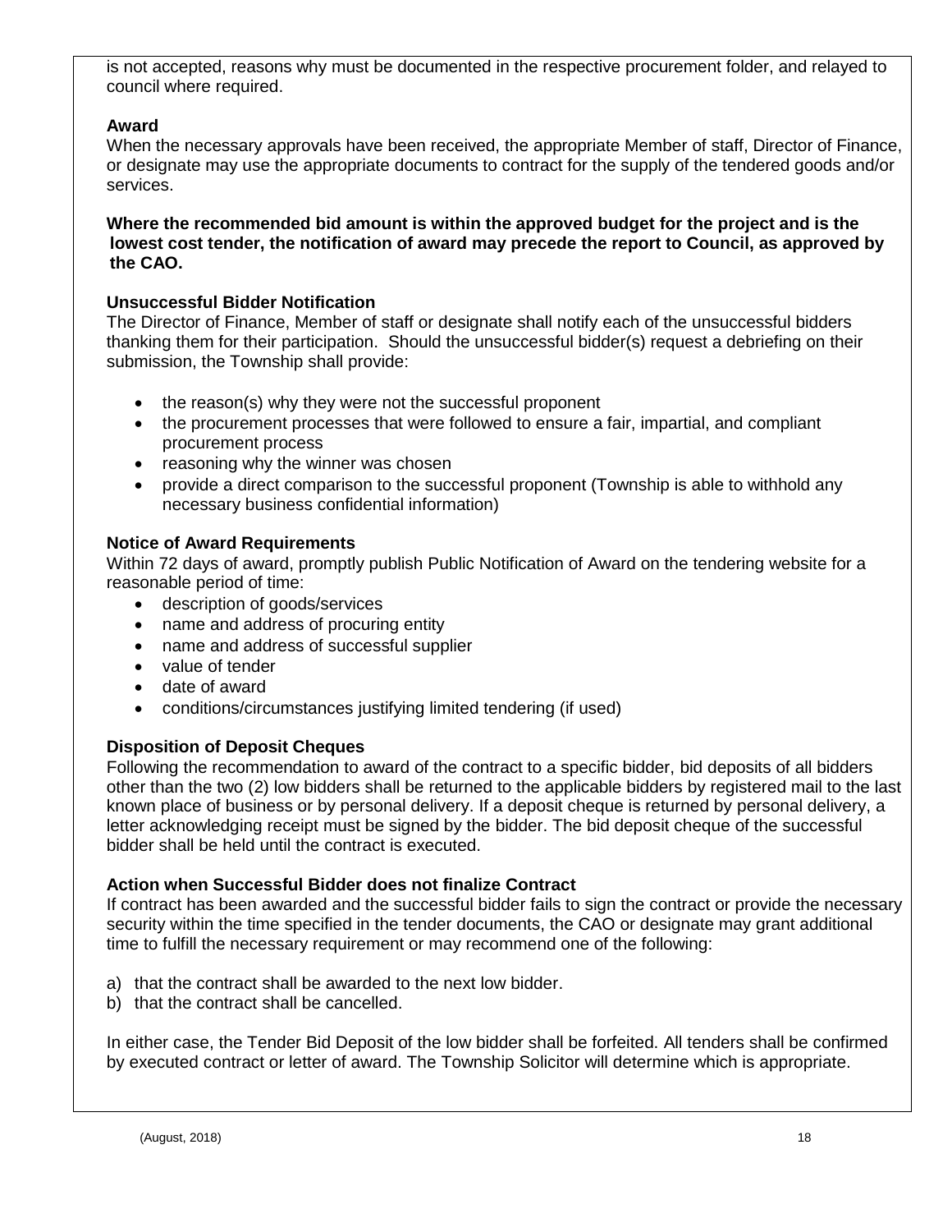is not accepted, reasons why must be documented in the respective procurement folder, and relayed to council where required.

**Award**

When the necessary approvals have been received, the appropriate Member of staff, Director of Finance, or designate may use the appropriate documents to contract for the supply of the tendered goods and/or services.

**Where the recommended bid amount is within the approved budget for the project and is the lowest cost tender, the notification of award may precede the report to Council, as approved by the CAO.**

**Unsuccessful Bidder Notification**

The Director of Finance, Member of staff or designate shall notify each of the unsuccessful bidders thanking them for their participation. Should the unsuccessful bidder(s) request a debriefing on their submission, the Township shall provide:

- the reason(s) why they were not the successful proponent
- the procurement processes that were followed to ensure a fair, impartial, and compliant procurement process
- reasoning why the winner was chosen
- provide a direct comparison to the successful proponent (Township is able to withhold any necessary business confidential information)

**Notice of Award Requirements**

Within 72 days of award, promptly publish Public Notification of Award on the tendering website for a reasonable period of time:

- description of goods/services
- name and address of procuring entity
- name and address of successful supplier
- value of tender
- date of award
- conditions/circumstances justifying limited tendering (if used)

**Disposition of Deposit Cheques**

Following the recommendation to award of the contract to a specific bidder, bid deposits of all bidders other than the two (2) low bidders shall be returned to the applicable bidders by registered mail to the last known place of business or by personal delivery. If a deposit cheque is returned by personal delivery, a letter acknowledging receipt must be signed by the bidder. The bid deposit cheque of the successful bidder shall be held until the contract is executed.

**Action when Successful Bidder does not finalize Contract**

If contract has been awarded and the successful bidder fails to sign the contract or provide the necessary security within the time specified in the tender documents, the CAO or designate may grant additional time to fulfill the necessary requirement or may recommend one of the following:

a) that the contract shall be awarded to the next low bidder.
b) that the contract shall be cancelled.

In either case, the Tender Bid Deposit of the low bidder shall be forfeited. All tenders shall be confirmed by executed contract or letter of award. The Township Solicitor will determine which is appropriate.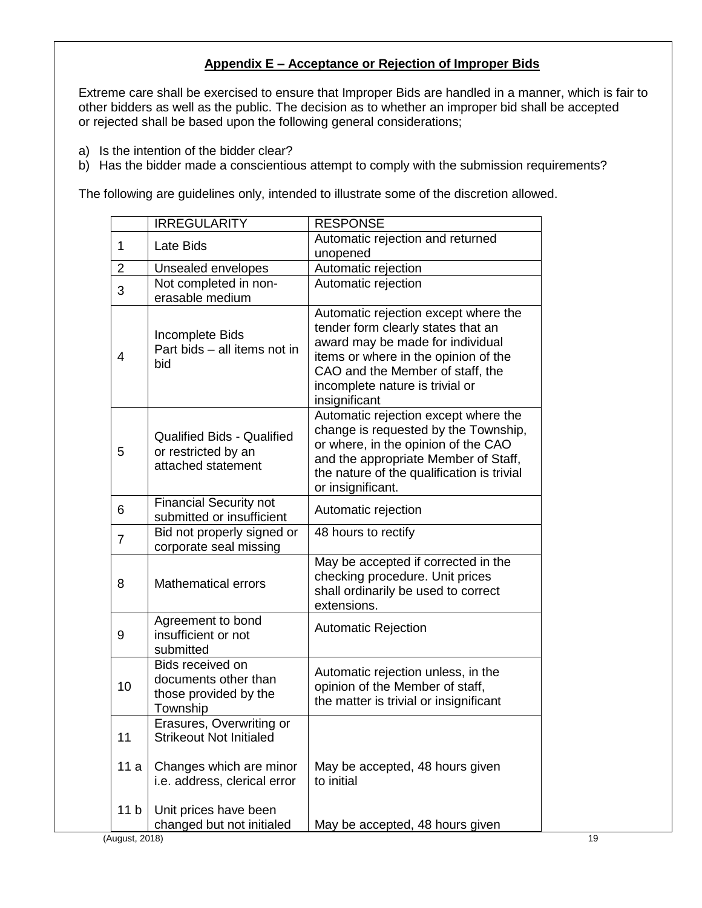## Appendix E – Acceptance or Rejection of Improper Bids

Extreme care shall be exercised to ensure that Improper Bids are handled in a manner, which is fair to other bidders as well as the public. The decision as to whether an improper bid shall be accepted or rejected shall be based upon the following general considerations;

a) Is the intention of the bidder clear?
b) Has the bidder made a conscientious attempt to comply with the submission requirements?

The following are guidelines only, intended to illustrate some of the discretion allowed.

| | IRREGULARITY | RESPONSE |
|---|---|---|
| 1 | Late Bids | Automatic rejection and returned unopened |
| 2 | Unsealed envelopes | Automatic rejection |
| 3 | Not completed in non-erasable medium | Automatic rejection |
| 4 | Incomplete Bids<br>Part bids – all items not in bid | Automatic rejection except where the tender form clearly states that an award may be made for individual items or where in the opinion of the CAO and the Member of staff, the incomplete nature is trivial or insignificant |
| 5 | Qualified Bids - Qualified or restricted by an attached statement | Automatic rejection except where the change is requested by the Township, or where, in the opinion of the CAO and the appropriate Member of Staff, the nature of the qualification is trivial or insignificant. |
| 6 | Financial Security not submitted or insufficient | Automatic rejection |
| 7 | Bid not properly signed or corporate seal missing | 48 hours to rectify |
| 8 | Mathematical errors | May be accepted if corrected in the checking procedure. Unit prices shall ordinarily be used to correct extensions. |
| 9 | Agreement to bond insufficient or not submitted | Automatic Rejection |
| 10 | Bids received on documents other than those provided by the Township | Automatic rejection unless, in the opinion of the Member of staff, the matter is trivial or insignificant |
| 11 | Erasures, Overwriting or Strikeout Not Initialed | |
| 11 a | Changes which are minor i.e. address, clerical error | May be accepted, 48 hours given to initial |
| 11 b | Unit prices have been changed but not initialed | May be accepted, 48 hours given |

(August, 2018)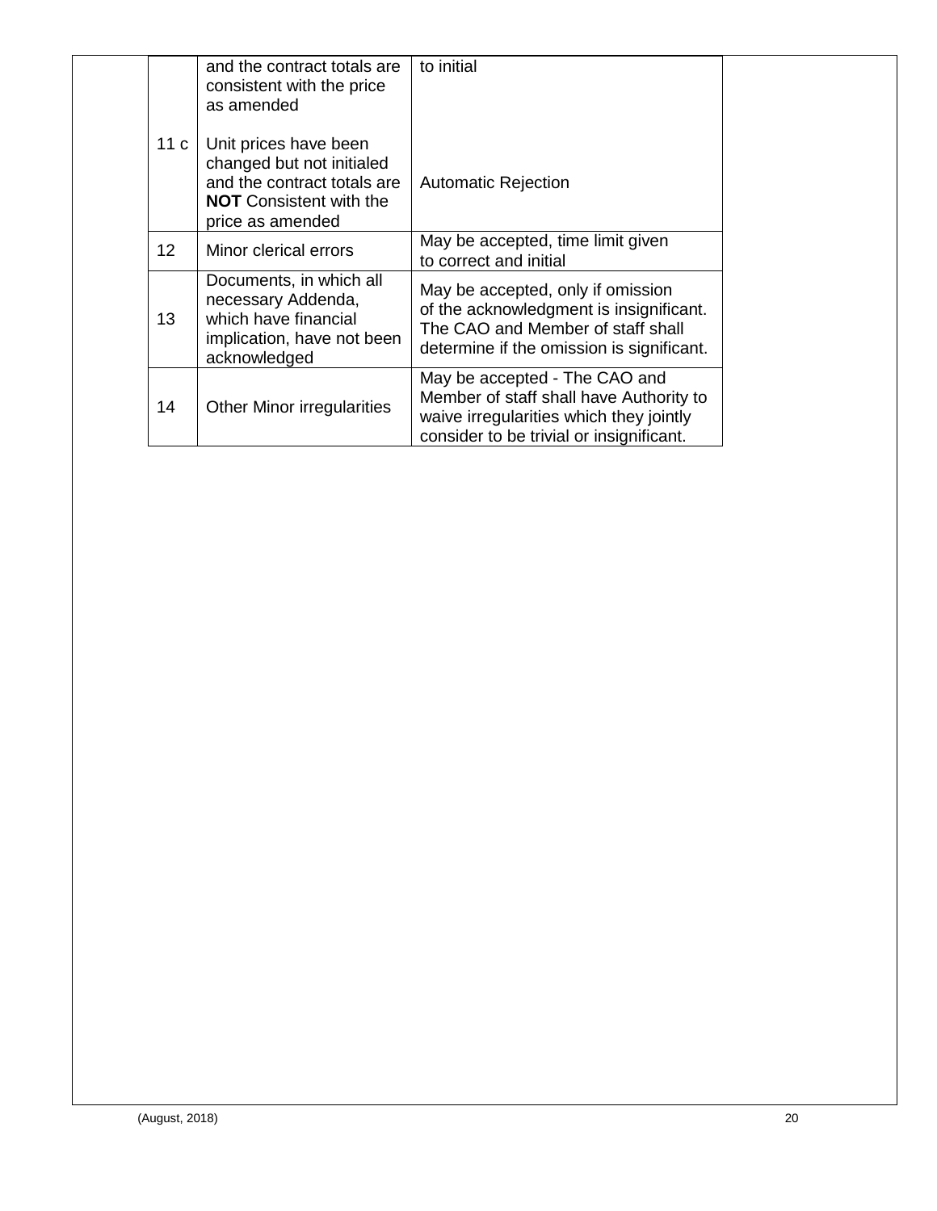|  | and the contract totals are consistent with the price as amended | to initial |
|---|---|---|
| 11 c | Unit prices have been changed but not initialed and the contract totals are **NOT** Consistent with the price as amended | Automatic Rejection |
| 12 | Minor clerical errors | May be accepted, time limit given to correct and initial |
| 13 | Documents, in which all necessary Addenda, which have financial implication, have not been acknowledged | May be accepted, only if omission of the acknowledgment is insignificant. The CAO and Member of staff shall determine if the omission is significant. |
| 14 | Other Minor irregularities | May be accepted - The CAO and Member of staff shall have Authority to waive irregularities which they jointly consider to be trivial or insignificant. |

(August, 2018)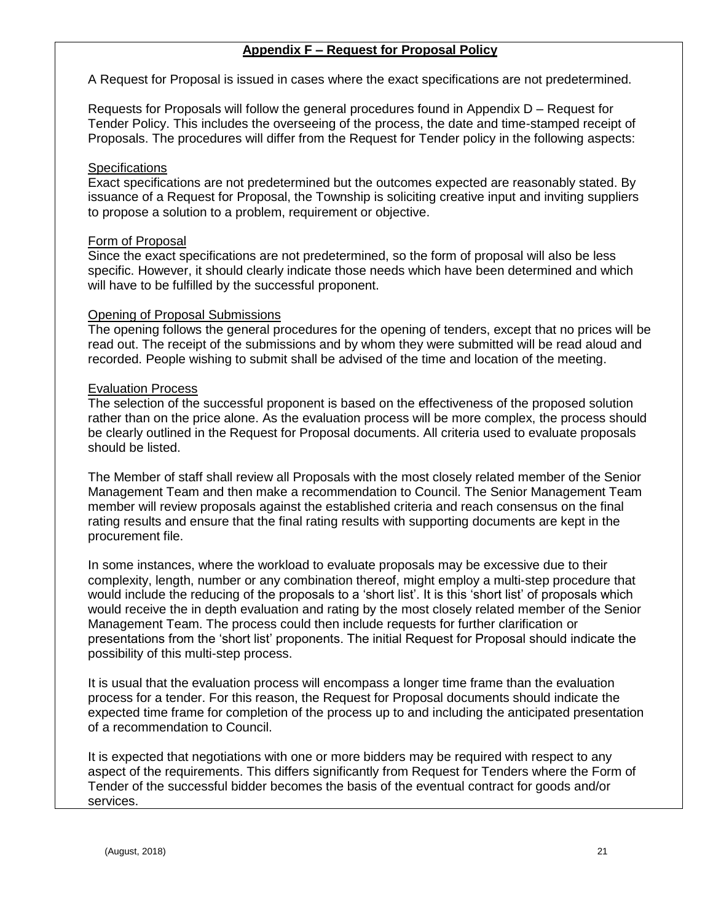## Appendix F – Request for Proposal Policy

A Request for Proposal is issued in cases where the exact specifications are not predetermined.

Requests for Proposals will follow the general procedures found in Appendix D – Request for Tender Policy. This includes the overseeing of the process, the date and time-stamped receipt of Proposals. The procedures will differ from the Request for Tender policy in the following aspects:

### Specifications

Exact specifications are not predetermined but the outcomes expected are reasonably stated. By issuance of a Request for Proposal, the Township is soliciting creative input and inviting suppliers to propose a solution to a problem, requirement or objective.

### Form of Proposal

Since the exact specifications are not predetermined, so the form of proposal will also be less specific. However, it should clearly indicate those needs which have been determined and which will have to be fulfilled by the successful proponent.

### Opening of Proposal Submissions

The opening follows the general procedures for the opening of tenders, except that no prices will be read out. The receipt of the submissions and by whom they were submitted will be read aloud and recorded. People wishing to submit shall be advised of the time and location of the meeting.

### Evaluation Process

The selection of the successful proponent is based on the effectiveness of the proposed solution rather than on the price alone. As the evaluation process will be more complex, the process should be clearly outlined in the Request for Proposal documents. All criteria used to evaluate proposals should be listed.

The Member of staff shall review all Proposals with the most closely related member of the Senior Management Team and then make a recommendation to Council. The Senior Management Team member will review proposals against the established criteria and reach consensus on the final rating results and ensure that the final rating results with supporting documents are kept in the procurement file.

In some instances, where the workload to evaluate proposals may be excessive due to their complexity, length, number or any combination thereof, might employ a multi-step procedure that would include the reducing of the proposals to a 'short list'. It is this 'short list' of proposals which would receive the in depth evaluation and rating by the most closely related member of the Senior Management Team. The process could then include requests for further clarification or presentations from the 'short list' proponents. The initial Request for Proposal should indicate the possibility of this multi-step process.

It is usual that the evaluation process will encompass a longer time frame than the evaluation process for a tender. For this reason, the Request for Proposal documents should indicate the expected time frame for completion of the process up to and including the anticipated presentation of a recommendation to Council.

It is expected that negotiations with one or more bidders may be required with respect to any aspect of the requirements. This differs significantly from Request for Tenders where the Form of Tender of the successful bidder becomes the basis of the eventual contract for goods and/or services.

(August, 2018)